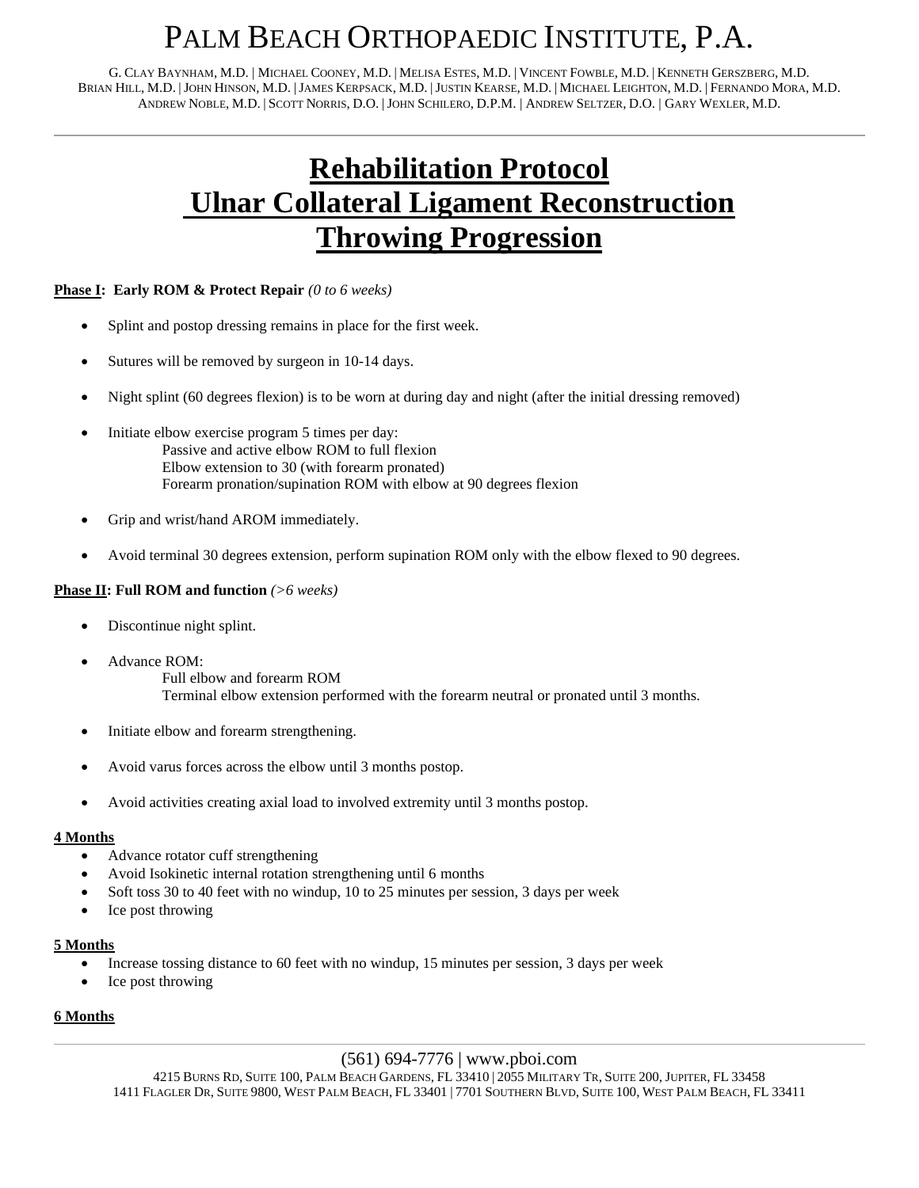# PALM BEACH ORTHOPAEDIC INSTITUTE, P.A.

G. CLAY BAYNHAM, M.D. | MICHAEL COONEY, M.D. | MELISA ESTES, M.D. | VINCENT FOWBLE, M.D. | KENNETH GERSZBERG, M.D.
BRIAN HILL, M.D. | JOHN HINSON, M.D. | JAMES KERPSACK, M.D. | JUSTIN KEARSE, M.D. | MICHAEL LEIGHTON, M.D. | FERNANDO MORA, M.D.
ANDREW NOBLE, M.D. | SCOTT NORRIS, D.O. | JOHN SCHILERO, D.P.M. | ANDREW SELTZER, D.O. | GARY WEXLER, M.D.

---

## Rehabilitation Protocol
## Ulnar Collateral Ligament Reconstruction
## Throwing Progression

**Phase I: Early ROM & Protect Repair** *(0 to 6 weeks)*

- Splint and postop dressing remains in place for the first week.
- Sutures will be removed by surgeon in 10-14 days.
- Night splint (60 degrees flexion) is to be worn at during day and night (after the initial dressing removed)
- Initiate elbow exercise program 5 times per day:
  - Passive and active elbow ROM to full flexion
  - Elbow extension to 30 (with forearm pronated)
  - Forearm pronation/supination ROM with elbow at 90 degrees flexion
- Grip and wrist/hand AROM immediately.
- Avoid terminal 30 degrees extension, perform supination ROM only with the elbow flexed to 90 degrees.

**Phase II: Full ROM and function** *(>6 weeks)*

- Discontinue night splint.
- Advance ROM:
  - Full elbow and forearm ROM
  - Terminal elbow extension performed with the forearm neutral or pronated until 3 months.
- Initiate elbow and forearm strengthening.
- Avoid varus forces across the elbow until 3 months postop.
- Avoid activities creating axial load to involved extremity until 3 months postop.

**4 Months**

- Advance rotator cuff strengthening
- Avoid Isokinetic internal rotation strengthening until 6 months
- Soft toss 30 to 40 feet with no windup, 10 to 25 minutes per session, 3 days per week
- Ice post throwing

**5 Months**

- Increase tossing distance to 60 feet with no windup, 15 minutes per session, 3 days per week
- Ice post throwing

**6 Months**

(561) 694-7776 | www.pboi.com
4215 BURNS RD, SUITE 100, PALM BEACH GARDENS, FL 33410 | 2055 MILITARY TR, SUITE 200, JUPITER, FL 33458
1411 FLAGLER DR, SUITE 9800, WEST PALM BEACH, FL 33401 | 7701 SOUTHERN BLVD, SUITE 100, WEST PALM BEACH, FL 33411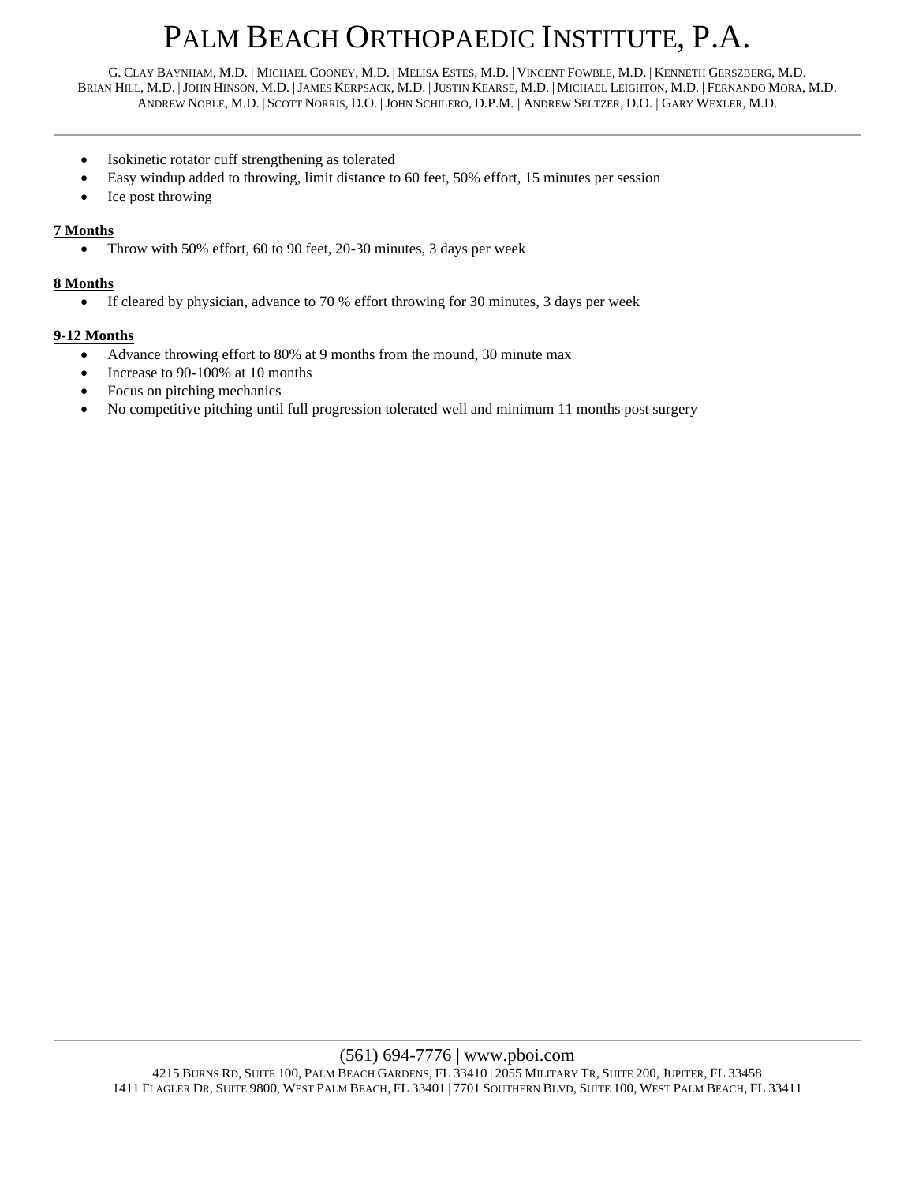- Isokinetic rotator cuff strengthening as tolerated
- Easy windup added to throwing, limit distance to 60 feet, 50% effort, 15 minutes per session
- Ice post throwing

**7 Months**

- Throw with 50% effort, 60 to 90 feet, 20-30 minutes, 3 days per week

**8 Months**

- If cleared by physician, advance to 70 % effort throwing for 30 minutes, 3 days per week

**9-12 Months**

- Advance throwing effort to 80% at 9 months from the mound, 30 minute max
- Increase to 90-100% at 10 months
- Focus on pitching mechanics
- No competitive pitching until full progression tolerated well and minimum 11 months post surgery